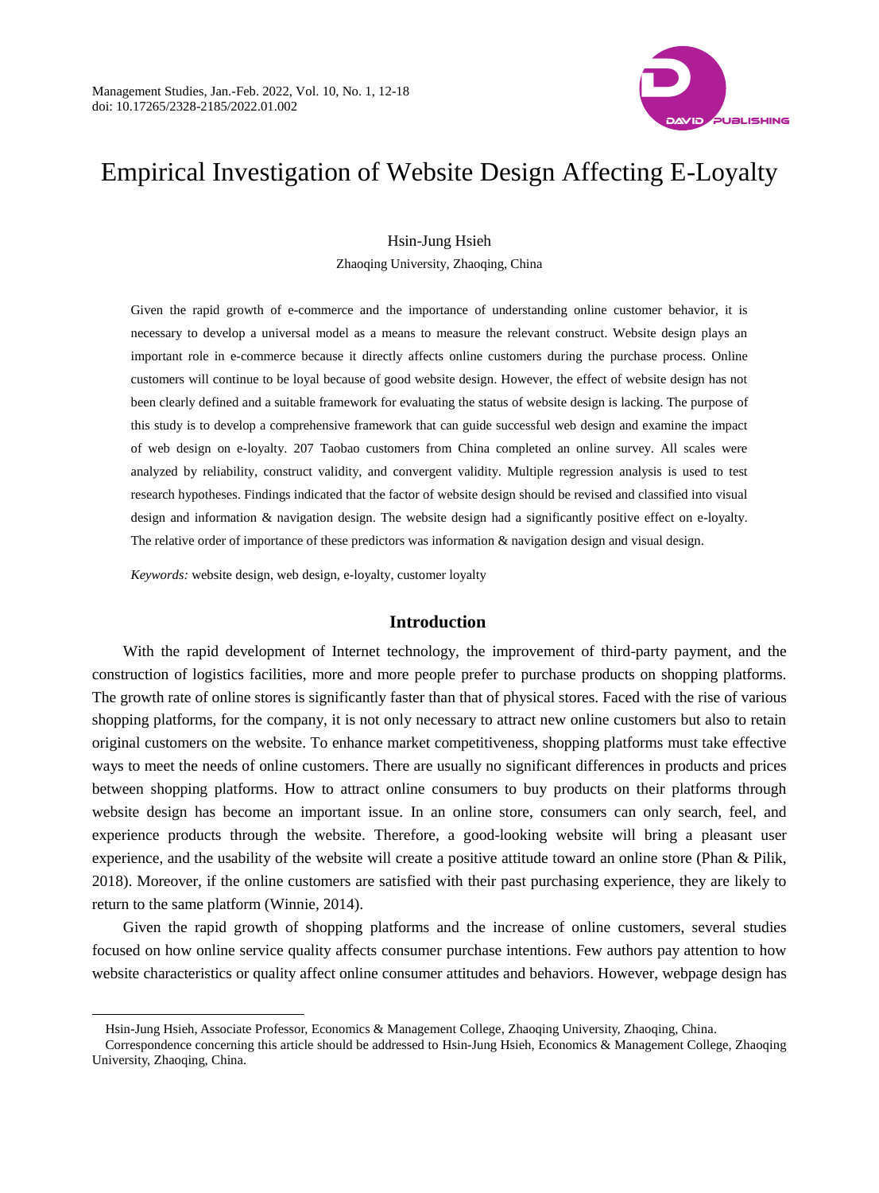# Empirical Investigation of Website Design Affecting E-Loyalty

Hsin-Jung Hsieh

Zhaoqing University, Zhaoqing, China

Given the rapid growth of e-commerce and the importance of understanding online customer behavior, it is necessary to develop a universal model as a means to measure the relevant construct. Website design plays an important role in e-commerce because it directly affects online customers during the purchase process. Online customers will continue to be loyal because of good website design. However, the effect of website design has not been clearly defined and a suitable framework for evaluating the status of website design is lacking. The purpose of this study is to develop a comprehensive framework that can guide successful web design and examine the impact of web design on e-loyalty. 207 Taobao customers from China completed an online survey. All scales were analyzed by reliability, construct validity, and convergent validity. Multiple regression analysis is used to test research hypotheses. Findings indicated that the factor of website design should be revised and classified into visual design and information & navigation design. The website design had a significantly positive effect on e-loyalty. The relative order of importance of these predictors was information & navigation design and visual design.

*Keywords:* website design, web design, e-loyalty, customer loyalty

## Introduction

With the rapid development of Internet technology, the improvement of third-party payment, and the construction of logistics facilities, more and more people prefer to purchase products on shopping platforms. The growth rate of online stores is significantly faster than that of physical stores. Faced with the rise of various shopping platforms, for the company, it is not only necessary to attract new online customers but also to retain original customers on the website. To enhance market competitiveness, shopping platforms must take effective ways to meet the needs of online customers. There are usually no significant differences in products and prices between shopping platforms. How to attract online consumers to buy products on their platforms through website design has become an important issue. In an online store, consumers can only search, feel, and experience products through the website. Therefore, a good-looking website will bring a pleasant user experience, and the usability of the website will create a positive attitude toward an online store (Phan & Pilik, 2018). Moreover, if the online customers are satisfied with their past purchasing experience, they are likely to return to the same platform (Winnie, 2014).

Given the rapid growth of shopping platforms and the increase of online customers, several studies focused on how online service quality affects consumer purchase intentions. Few authors pay attention to how website characteristics or quality affect online consumer attitudes and behaviors. However, webpage design has

---

Hsin-Jung Hsieh, Associate Professor, Economics & Management College, Zhaoqing University, Zhaoqing, China.

Correspondence concerning this article should be addressed to Hsin-Jung Hsieh, Economics & Management College, Zhaoqing University, Zhaoqing, China.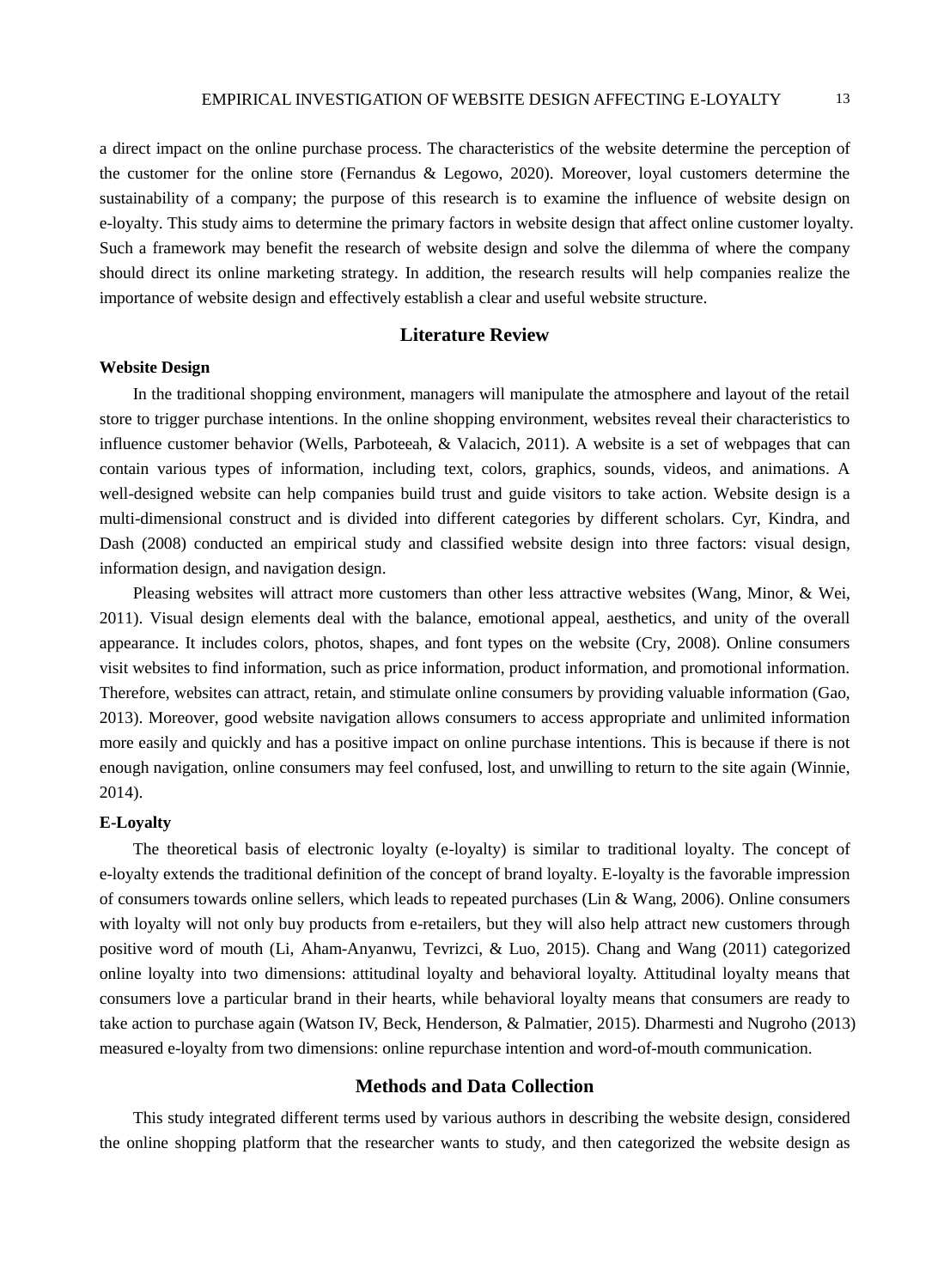a direct impact on the online purchase process. The characteristics of the website determine the perception of the customer for the online store (Fernandus & Legowo, 2020). Moreover, loyal customers determine the sustainability of a company; the purpose of this research is to examine the influence of website design on e-loyalty. This study aims to determine the primary factors in website design that affect online customer loyalty. Such a framework may benefit the research of website design and solve the dilemma of where the company should direct its online marketing strategy. In addition, the research results will help companies realize the importance of website design and effectively establish a clear and useful website structure.

## Literature Review

### Website Design

In the traditional shopping environment, managers will manipulate the atmosphere and layout of the retail store to trigger purchase intentions. In the online shopping environment, websites reveal their characteristics to influence customer behavior (Wells, Parboteeah, & Valacich, 2011). A website is a set of webpages that can contain various types of information, including text, colors, graphics, sounds, videos, and animations. A well-designed website can help companies build trust and guide visitors to take action. Website design is a multi-dimensional construct and is divided into different categories by different scholars. Cyr, Kindra, and Dash (2008) conducted an empirical study and classified website design into three factors: visual design, information design, and navigation design.

Pleasing websites will attract more customers than other less attractive websites (Wang, Minor, & Wei, 2011). Visual design elements deal with the balance, emotional appeal, aesthetics, and unity of the overall appearance. It includes colors, photos, shapes, and font types on the website (Cry, 2008). Online consumers visit websites to find information, such as price information, product information, and promotional information. Therefore, websites can attract, retain, and stimulate online consumers by providing valuable information (Gao, 2013). Moreover, good website navigation allows consumers to access appropriate and unlimited information more easily and quickly and has a positive impact on online purchase intentions. This is because if there is not enough navigation, online consumers may feel confused, lost, and unwilling to return to the site again (Winnie, 2014).

### E-Loyalty

The theoretical basis of electronic loyalty (e-loyalty) is similar to traditional loyalty. The concept of e-loyalty extends the traditional definition of the concept of brand loyalty. E-loyalty is the favorable impression of consumers towards online sellers, which leads to repeated purchases (Lin & Wang, 2006). Online consumers with loyalty will not only buy products from e-retailers, but they will also help attract new customers through positive word of mouth (Li, Aham-Anyanwu, Tevrizci, & Luo, 2015). Chang and Wang (2011) categorized online loyalty into two dimensions: attitudinal loyalty and behavioral loyalty. Attitudinal loyalty means that consumers love a particular brand in their hearts, while behavioral loyalty means that consumers are ready to take action to purchase again (Watson IV, Beck, Henderson, & Palmatier, 2015). Dharmesti and Nugroho (2013) measured e-loyalty from two dimensions: online repurchase intention and word-of-mouth communication.

## Methods and Data Collection

This study integrated different terms used by various authors in describing the website design, considered the online shopping platform that the researcher wants to study, and then categorized the website design as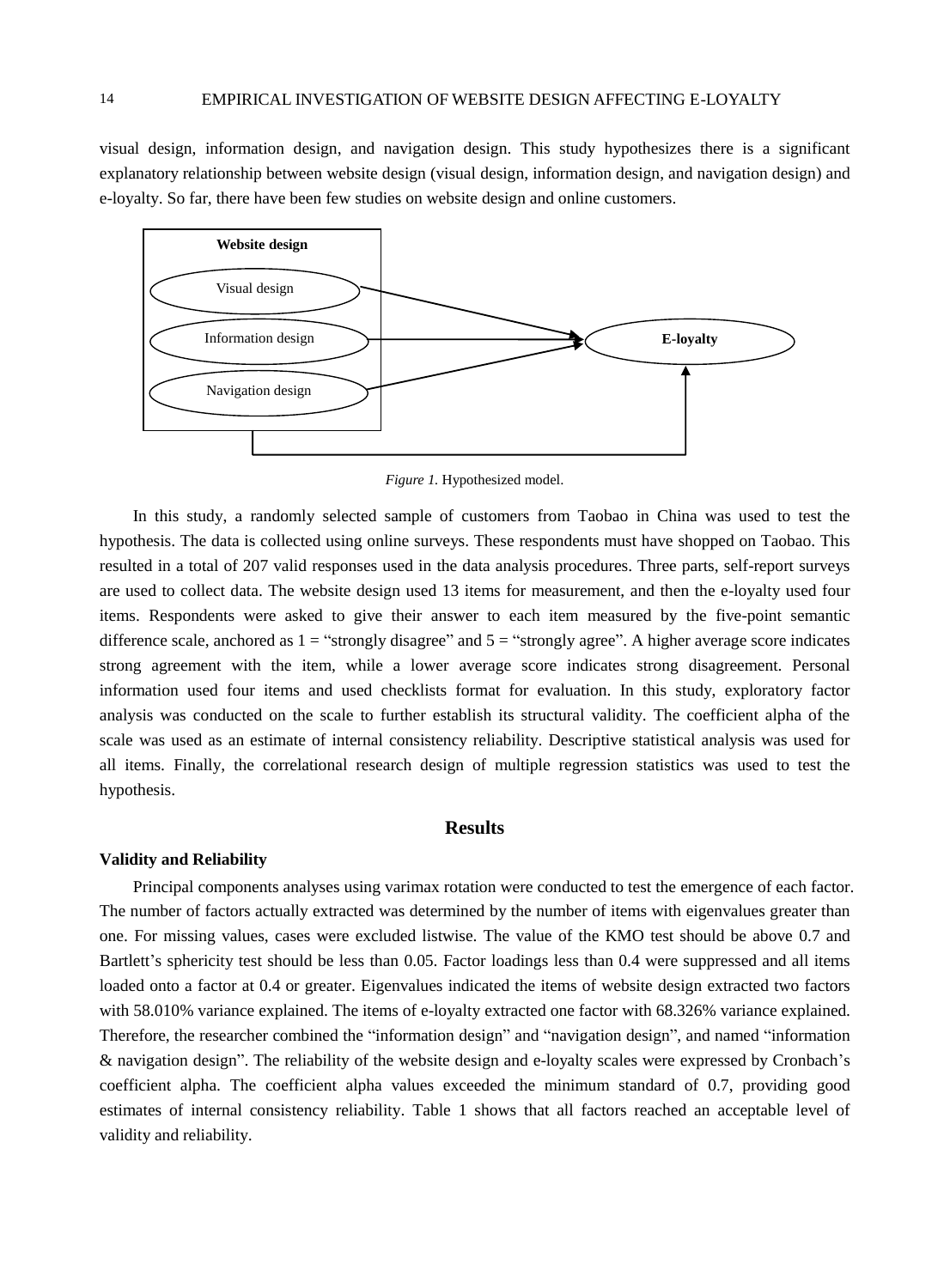visual design, information design, and navigation design. This study hypothesizes there is a significant explanatory relationship between website design (visual design, information design, and navigation design) and e-loyalty. So far, there have been few studies on website design and online customers.

*Figure 1.* Hypothesized model.

In this study, a randomly selected sample of customers from Taobao in China was used to test the hypothesis. The data is collected using online surveys. These respondents must have shopped on Taobao. This resulted in a total of 207 valid responses used in the data analysis procedures. Three parts, self-report surveys are used to collect data. The website design used 13 items for measurement, and then the e-loyalty used four items. Respondents were asked to give their answer to each item measured by the five-point semantic difference scale, anchored as 1 = "strongly disagree" and 5 = "strongly agree". A higher average score indicates strong agreement with the item, while a lower average score indicates strong disagreement. Personal information used four items and used checklists format for evaluation. In this study, exploratory factor analysis was conducted on the scale to further establish its structural validity. The coefficient alpha of the scale was used as an estimate of internal consistency reliability. Descriptive statistical analysis was used for all items. Finally, the correlational research design of multiple regression statistics was used to test the hypothesis.

## Results

### Validity and Reliability

Principal components analyses using varimax rotation were conducted to test the emergence of each factor. The number of factors actually extracted was determined by the number of items with eigenvalues greater than one. For missing values, cases were excluded listwise. The value of the KMO test should be above 0.7 and Bartlett's sphericity test should be less than 0.05. Factor loadings less than 0.4 were suppressed and all items loaded onto a factor at 0.4 or greater. Eigenvalues indicated the items of website design extracted two factors with 58.010% variance explained. The items of e-loyalty extracted one factor with 68.326% variance explained. Therefore, the researcher combined the "information design" and "navigation design", and named "information & navigation design". The reliability of the website design and e-loyalty scales were expressed by Cronbach's coefficient alpha. The coefficient alpha values exceeded the minimum standard of 0.7, providing good estimates of internal consistency reliability. Table 1 shows that all factors reached an acceptable level of validity and reliability.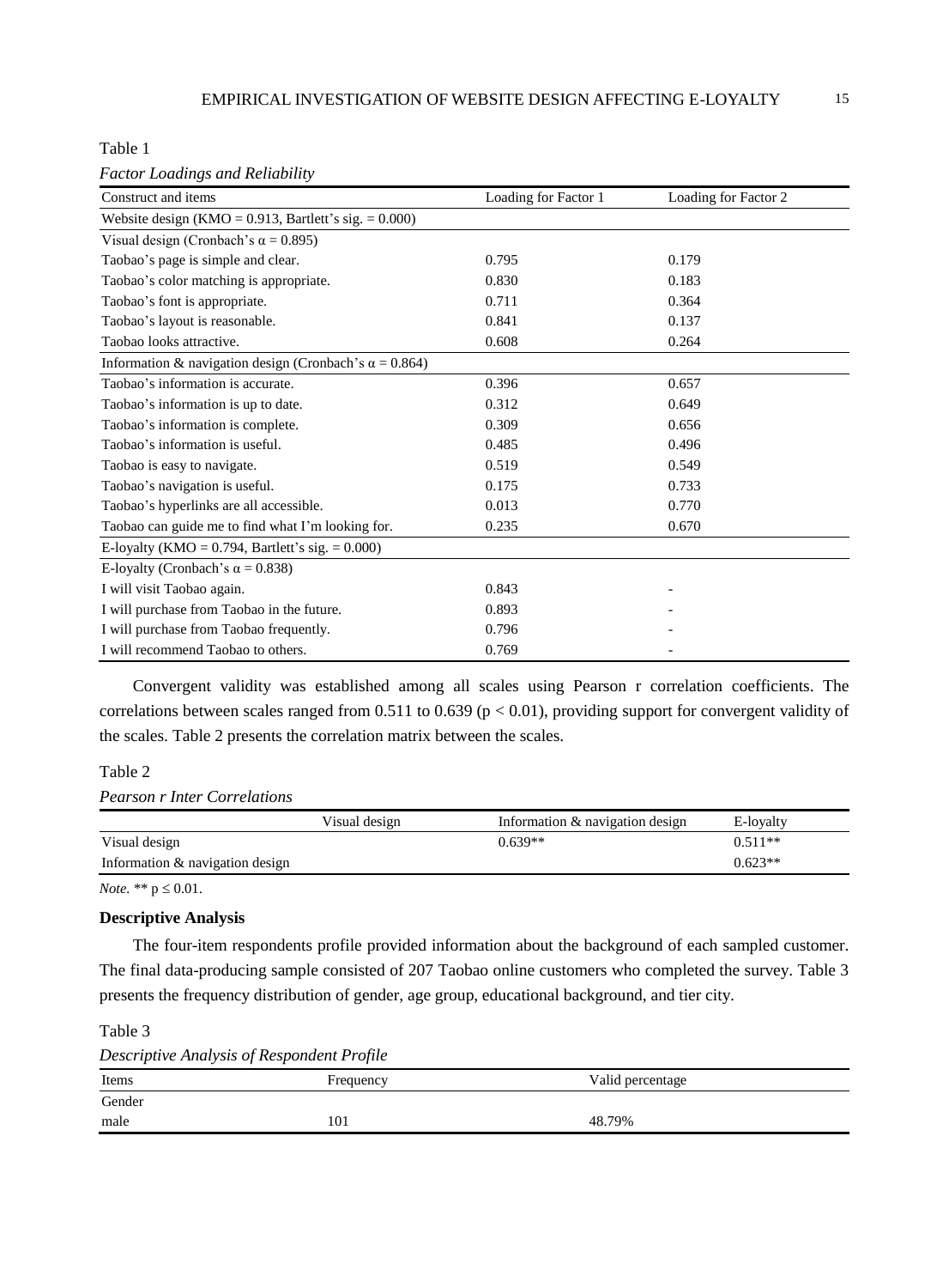Table 1

*Factor Loadings and Reliability*

| Construct and items | Loading for Factor 1 | Loading for Factor 2 |
|---|---|---|
| Website design (KMO = 0.913, Bartlett's sig. = 0.000) | | |
| Visual design (Cronbach's α = 0.895) | | |
| Taobao's page is simple and clear. | 0.795 | 0.179 |
| Taobao's color matching is appropriate. | 0.830 | 0.183 |
| Taobao's font is appropriate. | 0.711 | 0.364 |
| Taobao's layout is reasonable. | 0.841 | 0.137 |
| Taobao looks attractive. | 0.608 | 0.264 |
| Information & navigation design (Cronbach's α = 0.864) | | |
| Taobao's information is accurate. | 0.396 | 0.657 |
| Taobao's information is up to date. | 0.312 | 0.649 |
| Taobao's information is complete. | 0.309 | 0.656 |
| Taobao's information is useful. | 0.485 | 0.496 |
| Taobao is easy to navigate. | 0.519 | 0.549 |
| Taobao's navigation is useful. | 0.175 | 0.733 |
| Taobao's hyperlinks are all accessible. | 0.013 | 0.770 |
| Taobao can guide me to find what I'm looking for. | 0.235 | 0.670 |
| E-loyalty (KMO = 0.794, Bartlett's sig. = 0.000) | | |
| E-loyalty (Cronbach's α = 0.838) | | |
| I will visit Taobao again. | 0.843 | - |
| I will purchase from Taobao in the future. | 0.893 | - |
| I will purchase from Taobao frequently. | 0.796 | - |
| I will recommend Taobao to others. | 0.769 | - |

Convergent validity was established among all scales using Pearson r correlation coefficients. The correlations between scales ranged from 0.511 to 0.639 ($p < 0.01$), providing support for convergent validity of the scales. Table 2 presents the correlation matrix between the scales.

Table 2

*Pearson r Inter Correlations*

| | Visual design | Information & navigation design | E-loyalty |
|---|---|---|---|
| Visual design | | 0.639** | 0.511** |
| Information & navigation design | | | 0.623** |

*Note.* ** $p \leq 0.01$.

**Descriptive Analysis**

The four-item respondents profile provided information about the background of each sampled customer. The final data-producing sample consisted of 207 Taobao online customers who completed the survey. Table 3 presents the frequency distribution of gender, age group, educational background, and tier city.

Table 3

*Descriptive Analysis of Respondent Profile*

| Items | Frequency | Valid percentage |
|---|---|---|
| Gender | | |
| male | 101 | 48.79% |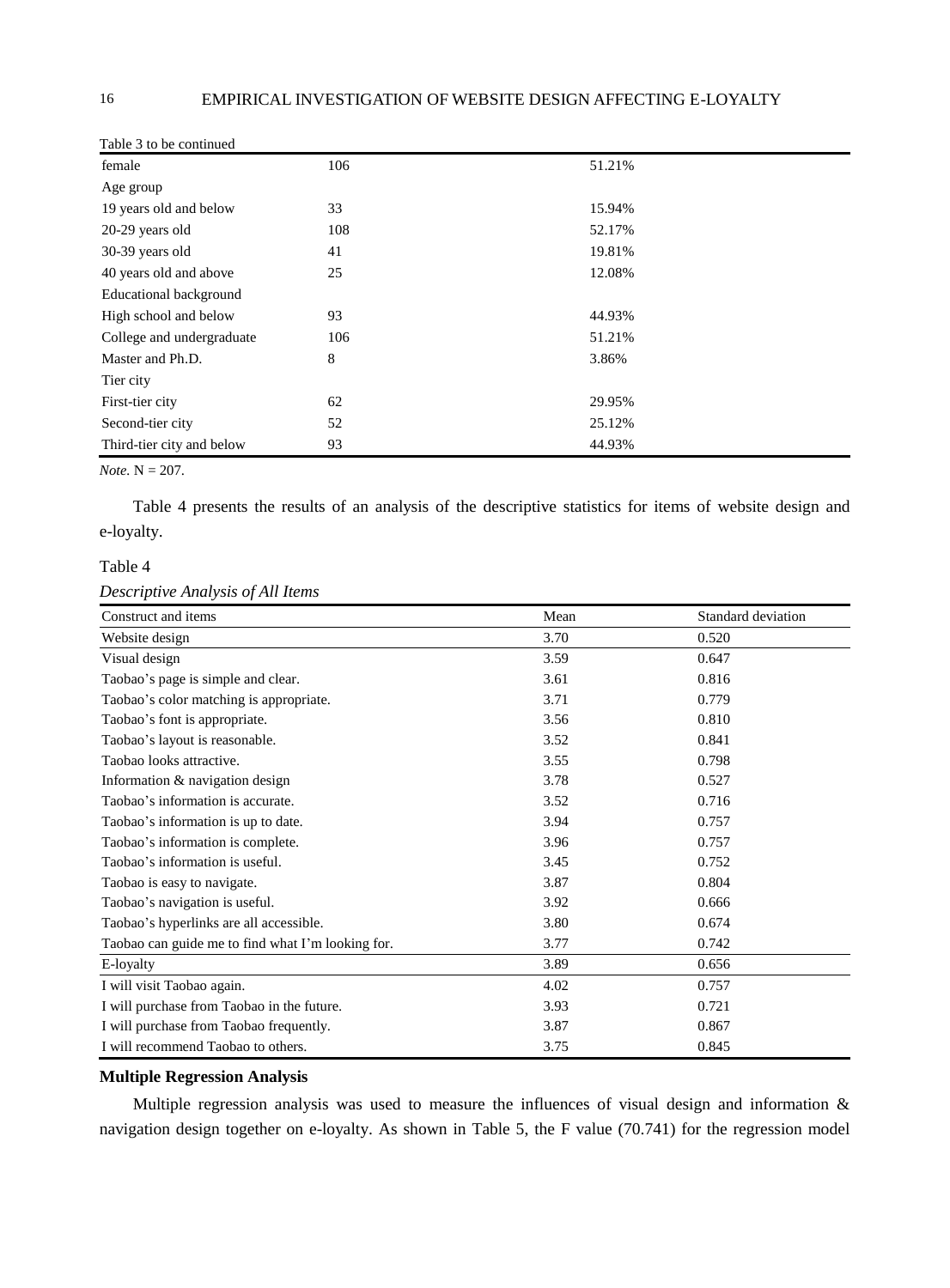Table 3 to be continued

| | | |
|---|---|---|
| female | 106 | 51.21% |
| Age group | | |
| 19 years old and below | 33 | 15.94% |
| 20-29 years old | 108 | 52.17% |
| 30-39 years old | 41 | 19.81% |
| 40 years old and above | 25 | 12.08% |
| Educational background | | |
| High school and below | 93 | 44.93% |
| College and undergraduate | 106 | 51.21% |
| Master and Ph.D. | 8 | 3.86% |
| Tier city | | |
| First-tier city | 62 | 29.95% |
| Second-tier city | 52 | 25.12% |
| Third-tier city and below | 93 | 44.93% |

*Note.* N = 207.

Table 4 presents the results of an analysis of the descriptive statistics for items of website design and e-loyalty.

Table 4

*Descriptive Analysis of All Items*

| Construct and items | Mean | Standard deviation |
|---|---|---|
| Website design | 3.70 | 0.520 |
| Visual design | 3.59 | 0.647 |
| Taobao's page is simple and clear. | 3.61 | 0.816 |
| Taobao's color matching is appropriate. | 3.71 | 0.779 |
| Taobao's font is appropriate. | 3.56 | 0.810 |
| Taobao's layout is reasonable. | 3.52 | 0.841 |
| Taobao looks attractive. | 3.55 | 0.798 |
| Information & navigation design | 3.78 | 0.527 |
| Taobao's information is accurate. | 3.52 | 0.716 |
| Taobao's information is up to date. | 3.94 | 0.757 |
| Taobao's information is complete. | 3.96 | 0.757 |
| Taobao's information is useful. | 3.45 | 0.752 |
| Taobao is easy to navigate. | 3.87 | 0.804 |
| Taobao's navigation is useful. | 3.92 | 0.666 |
| Taobao's hyperlinks are all accessible. | 3.80 | 0.674 |
| Taobao can guide me to find what I'm looking for. | 3.77 | 0.742 |
| E-loyalty | 3.89 | 0.656 |
| I will visit Taobao again. | 4.02 | 0.757 |
| I will purchase from Taobao in the future. | 3.93 | 0.721 |
| I will purchase from Taobao frequently. | 3.87 | 0.867 |
| I will recommend Taobao to others. | 3.75 | 0.845 |

**Multiple Regression Analysis**

Multiple regression analysis was used to measure the influences of visual design and information & navigation design together on e-loyalty. As shown in Table 5, the F value (70.741) for the regression model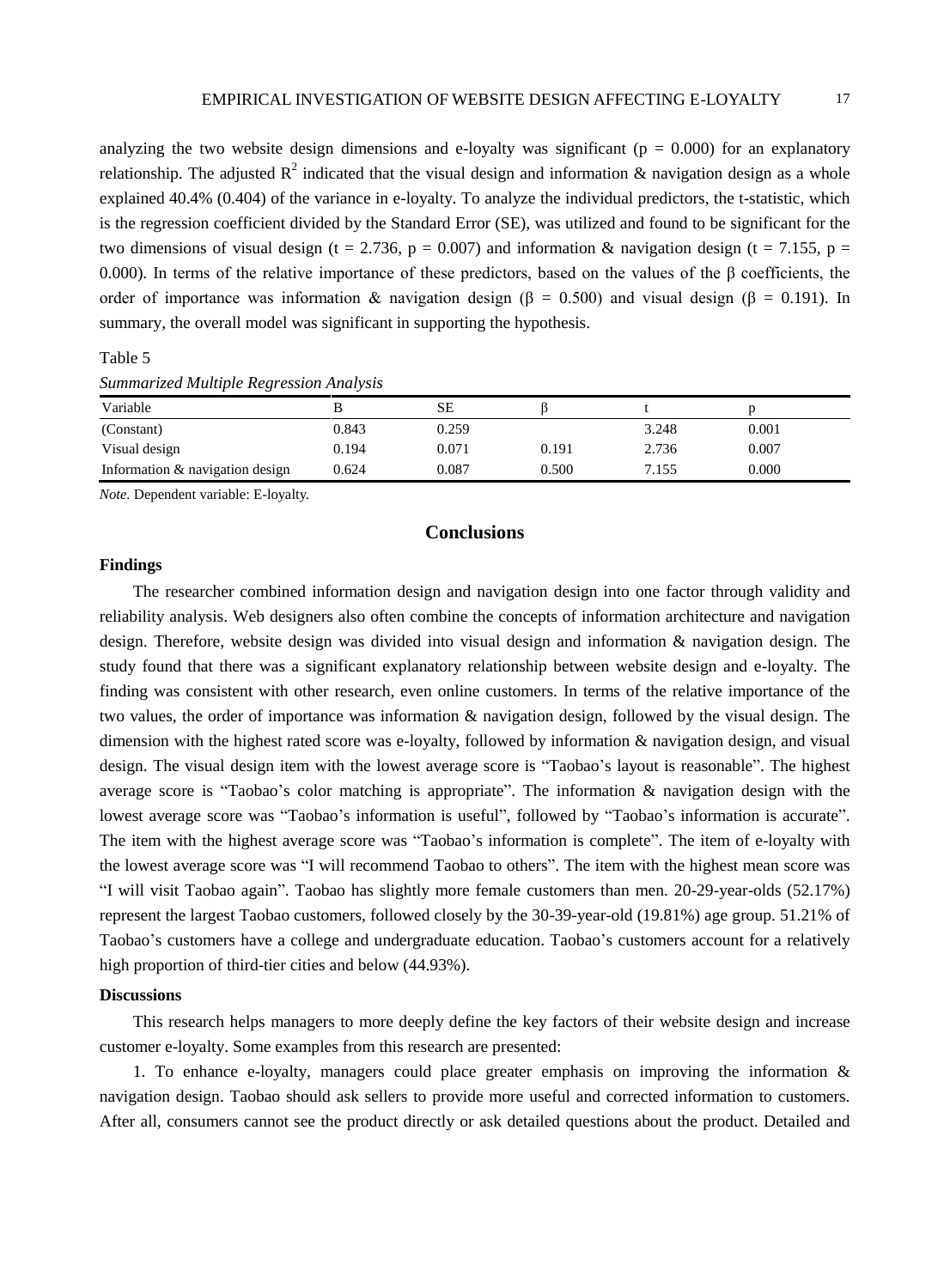analyzing the two website design dimensions and e-loyalty was significant ($p = 0.000$) for an explanatory relationship. The adjusted $R^2$ indicated that the visual design and information & navigation design as a whole explained 40.4% (0.404) of the variance in e-loyalty. To analyze the individual predictors, the t-statistic, which is the regression coefficient divided by the Standard Error (SE), was utilized and found to be significant for the two dimensions of visual design ($t = 2.736$, $p = 0.007$) and information & navigation design ($t = 7.155$, $p = 0.000$). In terms of the relative importance of these predictors, based on the values of the β coefficients, the order of importance was information & navigation design ($\beta = 0.500$) and visual design ($\beta = 0.191$). In summary, the overall model was significant in supporting the hypothesis.

Table 5

*Summarized Multiple Regression Analysis*

| Variable | B | SE | β | t | p |
|---|---|---|---|---|---|
| (Constant) | 0.843 | 0.259 | | 3.248 | 0.001 |
| Visual design | 0.194 | 0.071 | 0.191 | 2.736 | 0.007 |
| Information & navigation design | 0.624 | 0.087 | 0.500 | 7.155 | 0.000 |

*Note.* Dependent variable: E-loyalty.

## Conclusions

### Findings

The researcher combined information design and navigation design into one factor through validity and reliability analysis. Web designers also often combine the concepts of information architecture and navigation design. Therefore, website design was divided into visual design and information & navigation design. The study found that there was a significant explanatory relationship between website design and e-loyalty. The finding was consistent with other research, even online customers. In terms of the relative importance of the two values, the order of importance was information & navigation design, followed by the visual design. The dimension with the highest rated score was e-loyalty, followed by information & navigation design, and visual design. The visual design item with the lowest average score is "Taobao's layout is reasonable". The highest average score is "Taobao's color matching is appropriate". The information & navigation design with the lowest average score was "Taobao's information is useful", followed by "Taobao's information is accurate". The item with the highest average score was "Taobao's information is complete". The item of e-loyalty with the lowest average score was "I will recommend Taobao to others". The item with the highest mean score was "I will visit Taobao again". Taobao has slightly more female customers than men. 20-29-year-olds (52.17%) represent the largest Taobao customers, followed closely by the 30-39-year-old (19.81%) age group. 51.21% of Taobao's customers have a college and undergraduate education. Taobao's customers account for a relatively high proportion of third-tier cities and below (44.93%).

### Discussions

This research helps managers to more deeply define the key factors of their website design and increase customer e-loyalty. Some examples from this research are presented:

1. To enhance e-loyalty, managers could place greater emphasis on improving the information & navigation design. Taobao should ask sellers to provide more useful and corrected information to customers. After all, consumers cannot see the product directly or ask detailed questions about the product. Detailed and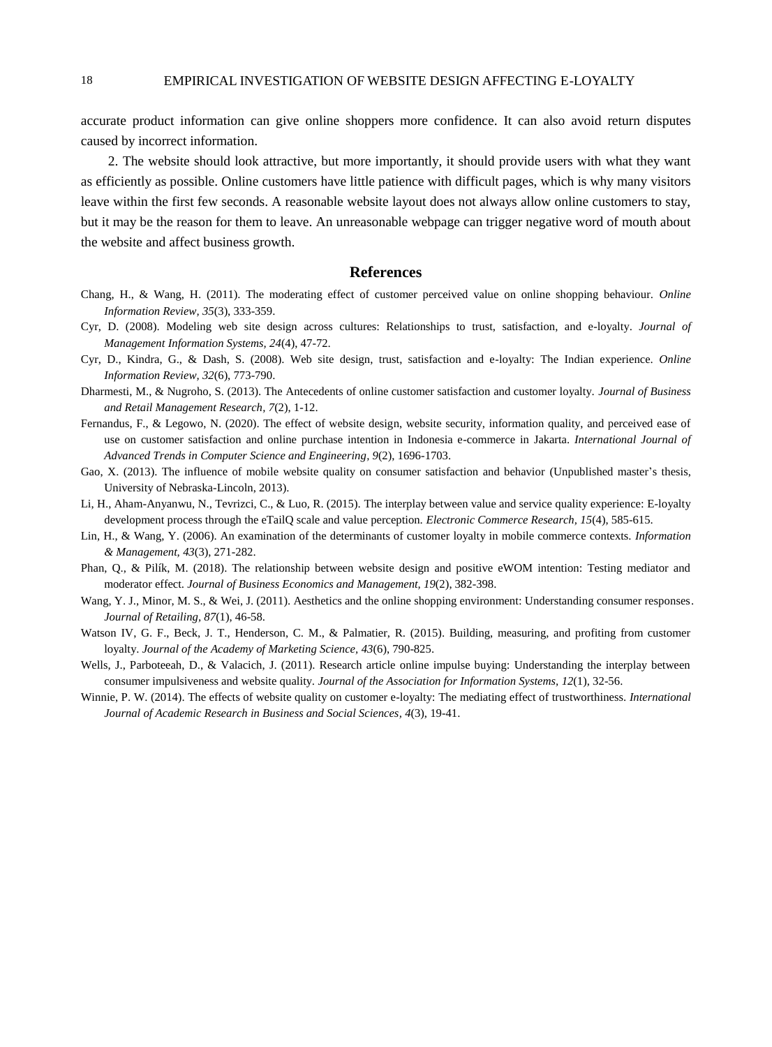accurate product information can give online shoppers more confidence. It can also avoid return disputes caused by incorrect information.

2. The website should look attractive, but more importantly, it should provide users with what they want as efficiently as possible. Online customers have little patience with difficult pages, which is why many visitors leave within the first few seconds. A reasonable website layout does not always allow online customers to stay, but it may be the reason for them to leave. An unreasonable webpage can trigger negative word of mouth about the website and affect business growth.

## References

Chang, H., & Wang, H. (2011). The moderating effect of customer perceived value on online shopping behaviour. *Online Information Review, 35*(3), 333-359.

Cyr, D. (2008). Modeling web site design across cultures: Relationships to trust, satisfaction, and e-loyalty. *Journal of Management Information Systems, 24*(4), 47-72.

Cyr, D., Kindra, G., & Dash, S. (2008). Web site design, trust, satisfaction and e-loyalty: The Indian experience. *Online Information Review, 32*(6), 773-790.

Dharmesti, M., & Nugroho, S. (2013). The Antecedents of online customer satisfaction and customer loyalty. *Journal of Business and Retail Management Research, 7*(2), 1-12.

Fernandus, F., & Legowo, N. (2020). The effect of website design, website security, information quality, and perceived ease of use on customer satisfaction and online purchase intention in Indonesia e-commerce in Jakarta. *International Journal of Advanced Trends in Computer Science and Engineering, 9*(2), 1696-1703.

Gao, X. (2013). The influence of mobile website quality on consumer satisfaction and behavior (Unpublished master's thesis, University of Nebraska-Lincoln, 2013).

Li, H., Aham-Anyanwu, N., Tevrizci, C., & Luo, R. (2015). The interplay between value and service quality experience: E-loyalty development process through the eTailQ scale and value perception. *Electronic Commerce Research, 15*(4), 585-615.

Lin, H., & Wang, Y. (2006). An examination of the determinants of customer loyalty in mobile commerce contexts. *Information & Management, 43*(3), 271-282.

Phan, Q., & Pilík, M. (2018). The relationship between website design and positive eWOM intention: Testing mediator and moderator effect. *Journal of Business Economics and Management, 19*(2), 382-398.

Wang, Y. J., Minor, M. S., & Wei, J. (2011). Aesthetics and the online shopping environment: Understanding consumer responses. *Journal of Retailing, 87*(1), 46-58.

Watson IV, G. F., Beck, J. T., Henderson, C. M., & Palmatier, R. (2015). Building, measuring, and profiting from customer loyalty. *Journal of the Academy of Marketing Science, 43*(6), 790-825.

Wells, J., Parboteeah, D., & Valacich, J. (2011). Research article online impulse buying: Understanding the interplay between consumer impulsiveness and website quality. *Journal of the Association for Information Systems, 12*(1), 32-56.

Winnie, P. W. (2014). The effects of website quality on customer e-loyalty: The mediating effect of trustworthiness. *International Journal of Academic Research in Business and Social Sciences, 4*(3), 19-41.